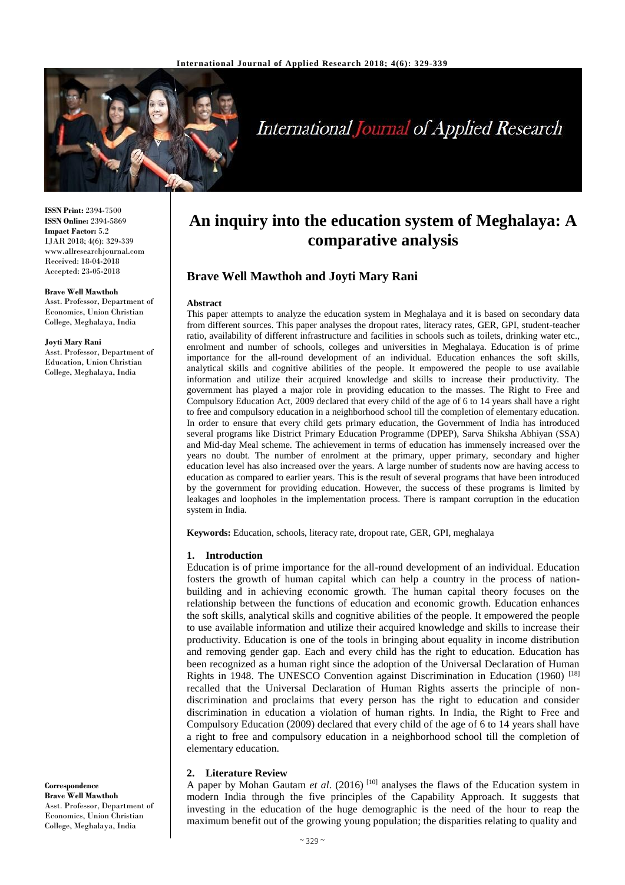# An inquiry into the education system of Meghalaya: A comparative analysis

**Brave Well Mawthoh and Joyti Mary Rani**

**ISSN Print:** 2394-7500
**ISSN Online:** 2394-5869
**Impact Factor:** 5.2
IJAR 2018; 4(6): 329-339
www.allresearchjournal.com
Received: 18-04-2018
Accepted: 23-05-2018

**Brave Well Mawthoh**
Asst. Professor, Department of Economics, Union Christian College, Meghalaya, India

**Joyti Mary Rani**
Asst. Professor, Department of Education, Union Christian College, Meghalaya, India

**Correspondence**
**Brave Well Mawthoh**
Asst. Professor, Department of Economics, Union Christian College, Meghalaya, India

**Abstract**

This paper attempts to analyze the education system in Meghalaya and it is based on secondary data from different sources. This paper analyses the dropout rates, literacy rates, GER, GPI, student-teacher ratio, availability of different infrastructure and facilities in schools such as toilets, drinking water etc., enrolment and number of schools, colleges and universities in Meghalaya. Education is of prime importance for the all-round development of an individual. Education enhances the soft skills, analytical skills and cognitive abilities of the people. It empowered the people to use available information and utilize their acquired knowledge and skills to increase their productivity. The government has played a major role in providing education to the masses. The Right to Free and Compulsory Education Act, 2009 declared that every child of the age of 6 to 14 years shall have a right to free and compulsory education in a neighborhood school till the completion of elementary education. In order to ensure that every child gets primary education, the Government of India has introduced several programs like District Primary Education Programme (DPEP), Sarva Shiksha Abhiyan (SSA) and Mid-day Meal scheme. The achievement in terms of education has immensely increased over the years no doubt. The number of enrolment at the primary, upper primary, secondary and higher education level has also increased over the years. A large number of students now are having access to education as compared to earlier years. This is the result of several programs that have been introduced by the government for providing education. However, the success of these programs is limited by leakages and loopholes in the implementation process. There is rampant corruption in the education system in India.

**Keywords:** Education, schools, literacy rate, dropout rate, GER, GPI, meghalaya

## 1. Introduction

Education is of prime importance for the all-round development of an individual. Education fosters the growth of human capital which can help a country in the process of nation-building and in achieving economic growth. The human capital theory focuses on the relationship between the functions of education and economic growth. Education enhances the soft skills, analytical skills and cognitive abilities of the people. It empowered the people to use available information and utilize their acquired knowledge and skills to increase their productivity. Education is one of the tools in bringing about equality in income distribution and removing gender gap. Each and every child has the right to education. Education has been recognized as a human right since the adoption of the Universal Declaration of Human Rights in 1948. The UNESCO Convention against Discrimination in Education (1960) [18] recalled that the Universal Declaration of Human Rights asserts the principle of non-discrimination and proclaims that every person has the right to education and consider discrimination in education a violation of human rights. In India, the Right to Free and Compulsory Education (2009) declared that every child of the age of 6 to 14 years shall have a right to free and compulsory education in a neighborhood school till the completion of elementary education.

## 2. Literature Review

A paper by Mohan Gautam *et al*. (2016) [10] analyses the flaws of the Education system in modern India through the five principles of the Capability Approach. It suggests that investing in the education of the huge demographic is the need of the hour to reap the maximum benefit out of the growing young population; the disparities relating to quality and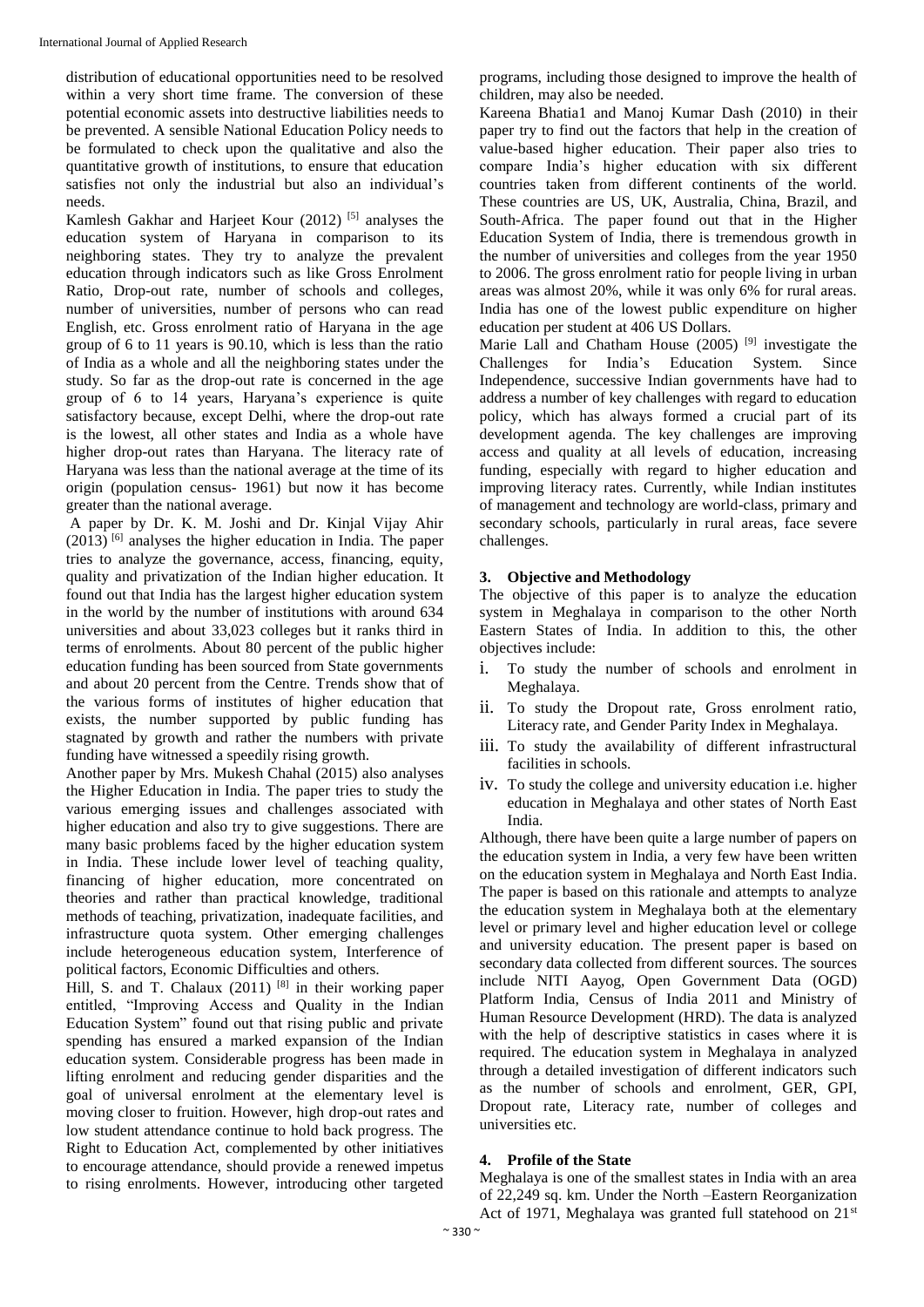distribution of educational opportunities need to be resolved within a very short time frame. The conversion of these potential economic assets into destructive liabilities needs to be prevented. A sensible National Education Policy needs to be formulated to check upon the qualitative and also the quantitative growth of institutions, to ensure that education satisfies not only the industrial but also an individual's needs.

Kamlesh Gakhar and Harjeet Kour (2012) [5] analyses the education system of Haryana in comparison to its neighboring states. They try to analyze the prevalent education through indicators such as like Gross Enrolment Ratio, Drop-out rate, number of schools and colleges, number of universities, number of persons who can read English, etc. Gross enrolment ratio of Haryana in the age group of 6 to 11 years is 90.10, which is less than the ratio of India as a whole and all the neighboring states under the study. So far as the drop-out rate is concerned in the age group of 6 to 14 years, Haryana's experience is quite satisfactory because, except Delhi, where the drop-out rate is the lowest, all other states and India as a whole have higher drop-out rates than Haryana. The literacy rate of Haryana was less than the national average at the time of its origin (population census- 1961) but now it has become greater than the national average.

A paper by Dr. K. M. Joshi and Dr. Kinjal Vijay Ahir (2013) [6] analyses the higher education in India. The paper tries to analyze the governance, access, financing, equity, quality and privatization of the Indian higher education. It found out that India has the largest higher education system in the world by the number of institutions with around 634 universities and about 33,023 colleges but it ranks third in terms of enrolments. About 80 percent of the public higher education funding has been sourced from State governments and about 20 percent from the Centre. Trends show that of the various forms of institutes of higher education that exists, the number supported by public funding has stagnated by growth and rather the numbers with private funding have witnessed a speedily rising growth.

Another paper by Mrs. Mukesh Chahal (2015) also analyses the Higher Education in India. The paper tries to study the various emerging issues and challenges associated with higher education and also try to give suggestions. There are many basic problems faced by the higher education system in India. These include lower level of teaching quality, financing of higher education, more concentrated on theories and rather than practical knowledge, traditional methods of teaching, privatization, inadequate facilities, and infrastructure quota system. Other emerging challenges include heterogeneous education system, Interference of political factors, Economic Difficulties and others.

Hill, S. and T. Chalaux (2011) [8] in their working paper entitled, "Improving Access and Quality in the Indian Education System" found out that rising public and private spending has ensured a marked expansion of the Indian education system. Considerable progress has been made in lifting enrolment and reducing gender disparities and the goal of universal enrolment at the elementary level is moving closer to fruition. However, high drop-out rates and low student attendance continue to hold back progress. The Right to Education Act, complemented by other initiatives to encourage attendance, should provide a renewed impetus to rising enrolments. However, introducing other targeted programs, including those designed to improve the health of children, may also be needed.

Kareena Bhatia1 and Manoj Kumar Dash (2010) in their paper try to find out the factors that help in the creation of value-based higher education. Their paper also tries to compare India's higher education with six different countries taken from different continents of the world. These countries are US, UK, Australia, China, Brazil, and South-Africa. The paper found out that in the Higher Education System of India, there is tremendous growth in the number of universities and colleges from the year 1950 to 2006. The gross enrolment ratio for people living in urban areas was almost 20%, while it was only 6% for rural areas. India has one of the lowest public expenditure on higher education per student at 406 US Dollars.

Marie Lall and Chatham House (2005) [9] investigate the Challenges for India's Education System. Since Independence, successive Indian governments have had to address a number of key challenges with regard to education policy, which has always formed a crucial part of its development agenda. The key challenges are improving access and quality at all levels of education, increasing funding, especially with regard to higher education and improving literacy rates. Currently, while Indian institutes of management and technology are world-class, primary and secondary schools, particularly in rural areas, face severe challenges.

## 3. Objective and Methodology

The objective of this paper is to analyze the education system in Meghalaya in comparison to the other North Eastern States of India. In addition to this, the other objectives include:

i. To study the number of schools and enrolment in Meghalaya.
ii. To study the Dropout rate, Gross enrolment ratio, Literacy rate, and Gender Parity Index in Meghalaya.
iii. To study the availability of different infrastructural facilities in schools.
iv. To study the college and university education i.e. higher education in Meghalaya and other states of North East India.

Although, there have been quite a large number of papers on the education system in India, a very few have been written on the education system in Meghalaya and North East India. The paper is based on this rationale and attempts to analyze the education system in Meghalaya both at the elementary level or primary level and higher education level or college and university education. The present paper is based on secondary data collected from different sources. The sources include NITI Aayog, Open Government Data (OGD) Platform India, Census of India 2011 and Ministry of Human Resource Development (HRD). The data is analyzed with the help of descriptive statistics in cases where it is required. The education system in Meghalaya in analyzed through a detailed investigation of different indicators such as the number of schools and enrolment, GER, GPI, Dropout rate, Literacy rate, number of colleges and universities etc.

## 4. Profile of the State

Meghalaya is one of the smallest states in India with an area of 22,249 sq. km. Under the North –Eastern Reorganization Act of 1971, Meghalaya was granted full statehood on 21st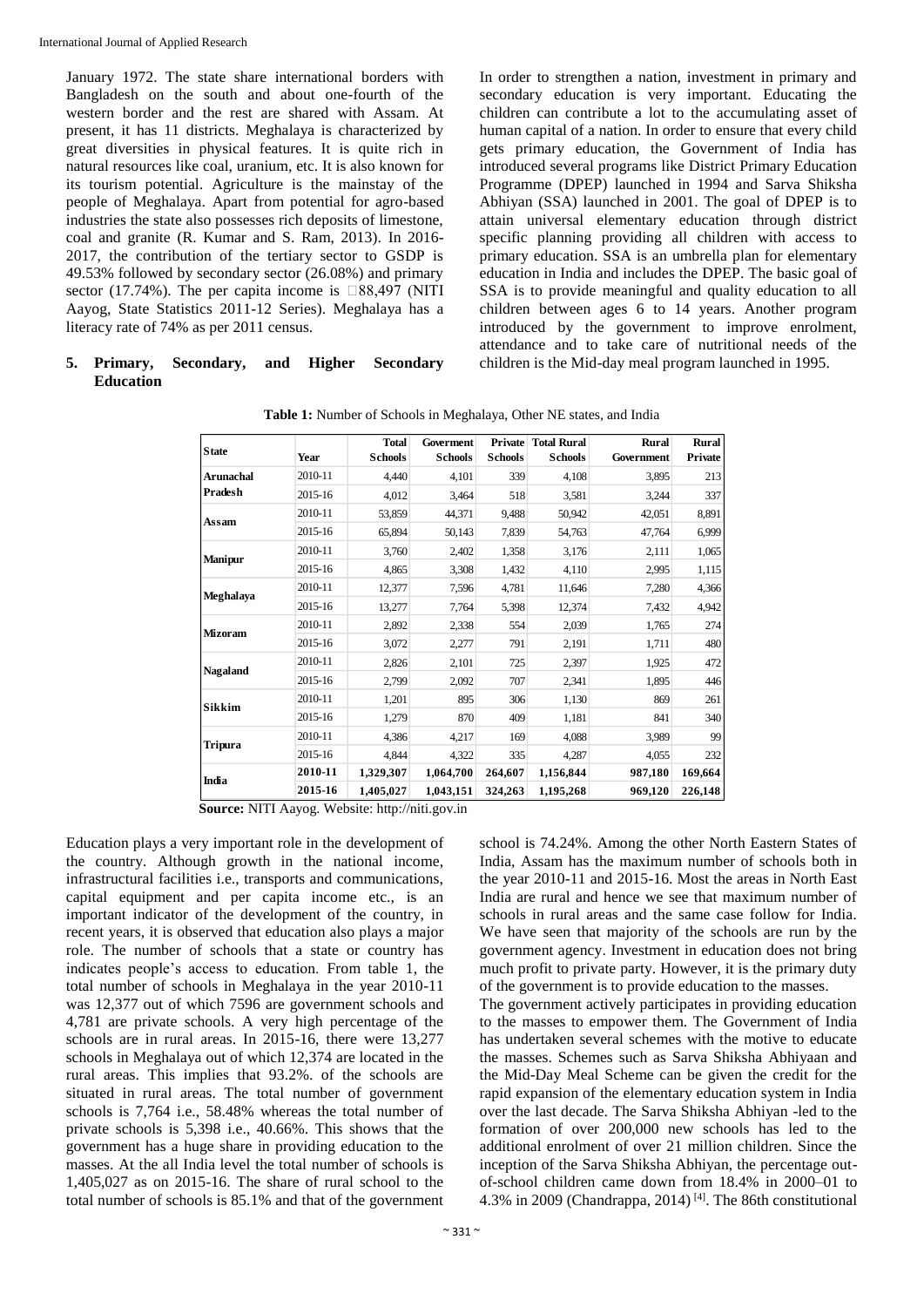January 1972. The state share international borders with Bangladesh on the south and about one-fourth of the western border and the rest are shared with Assam. At present, it has 11 districts. Meghalaya is characterized by great diversities in physical features. It is quite rich in natural resources like coal, uranium, etc. It is also known for its tourism potential. Agriculture is the mainstay of the people of Meghalaya. Apart from potential for agro-based industries the state also possesses rich deposits of limestone, coal and granite (R. Kumar and S. Ram, 2013). In 2016-2017, the contribution of the tertiary sector to GSDP is 49.53% followed by secondary sector (26.08%) and primary sector (17.74%). The per capita income is 88,497 (NITI Aayog, State Statistics 2011-12 Series). Meghalaya has a literacy rate of 74% as per 2011 census.

## 5. Primary, Secondary, and Higher Secondary Education

In order to strengthen a nation, investment in primary and secondary education is very important. Educating the children can contribute a lot to the accumulating asset of human capital of a nation. In order to ensure that every child gets primary education, the Government of India has introduced several programs like District Primary Education Programme (DPEP) launched in 1994 and Sarva Shiksha Abhiyan (SSA) launched in 2001. The goal of DPEP is to attain universal elementary education through district specific planning providing all children with access to primary education. SSA is an umbrella plan for elementary education in India and includes the DPEP. The basic goal of SSA is to provide meaningful and quality education to all children between ages 6 to 14 years. Another program introduced by the government to improve enrolment, attendance and to take care of nutritional needs of the children is the Mid-day meal program launched in 1995.

**Table 1:** Number of Schools in Meghalaya, Other NE states, and India

| State | Year | Total Schools | Goverment Schools | Private Schools | Total Rural Schools | Rural Government | Rural Private |
|---|---|---|---|---|---|---|---|
| Arunachal Pradesh | 2010-11 | 4,440 | 4,101 | 339 | 4,108 | 3,895 | 213 |
| | 2015-16 | 4,012 | 3,464 | 518 | 3,581 | 3,244 | 337 |
| Assam | 2010-11 | 53,859 | 44,371 | 9,488 | 50,942 | 42,051 | 8,891 |
| | 2015-16 | 65,894 | 50,143 | 7,839 | 54,763 | 47,764 | 6,999 |
| Manipur | 2010-11 | 3,760 | 2,402 | 1,358 | 3,176 | 2,111 | 1,065 |
| | 2015-16 | 4,865 | 3,308 | 1,432 | 4,110 | 2,995 | 1,115 |
| Meghalaya | 2010-11 | 12,377 | 7,596 | 4,781 | 11,646 | 7,280 | 4,366 |
| | 2015-16 | 13,277 | 7,764 | 5,398 | 12,374 | 7,432 | 4,942 |
| Mizoram | 2010-11 | 2,892 | 2,338 | 554 | 2,039 | 1,765 | 274 |
| | 2015-16 | 3,072 | 2,277 | 791 | 2,191 | 1,711 | 480 |
| Nagaland | 2010-11 | 2,826 | 2,101 | 725 | 2,397 | 1,925 | 472 |
| | 2015-16 | 2,799 | 2,092 | 707 | 2,341 | 1,895 | 446 |
| Sikkim | 2010-11 | 1,201 | 895 | 306 | 1,130 | 869 | 261 |
| | 2015-16 | 1,279 | 870 | 409 | 1,181 | 841 | 340 |
| Tripura | 2010-11 | 4,386 | 4,217 | 169 | 4,088 | 3,989 | 99 |
| | 2015-16 | 4,844 | 4,322 | 335 | 4,287 | 4,055 | 232 |
| **India** | **2010-11** | **1,329,307** | **1,064,700** | **264,607** | **1,156,844** | **987,180** | **169,664** |
| | **2015-16** | **1,405,027** | **1,043,151** | **324,263** | **1,195,268** | **969,120** | **226,148** |

**Source:** NITI Aayog. Website: http://niti.gov.in

Education plays a very important role in the development of the country. Although growth in the national income, infrastructural facilities i.e., transports and communications, capital equipment and per capita income etc., is an important indicator of the development of the country, in recent years, it is observed that education also plays a major role. The number of schools that a state or country has indicates people's access to education. From table 1, the total number of schools in Meghalaya in the year 2010-11 was 12,377 out of which 7596 are government schools and 4,781 are private schools. A very high percentage of the schools are in rural areas. In 2015-16, there were 13,277 schools in Meghalaya out of which 12,374 are located in the rural areas. This implies that 93.2%. of the schools are situated in rural areas. The total number of government schools is 7,764 i.e., 58.48% whereas the total number of private schools is 5,398 i.e., 40.66%. This shows that the government has a huge share in providing education to the masses. At the all India level the total number of schools is 1,405,027 as on 2015-16. The share of rural school to the total number of schools is 85.1% and that of the government school is 74.24%. Among the other North Eastern States of India, Assam has the maximum number of schools both in the year 2010-11 and 2015-16. Most the areas in North East India are rural and hence we see that maximum number of schools in rural areas and the same case follow for India. We have seen that majority of the schools are run by the government agency. Investment in education does not bring much profit to private party. However, it is the primary duty of the government is to provide education to the masses.

The government actively participates in providing education to the masses to empower them. The Government of India has undertaken several schemes with the motive to educate the masses. Schemes such as Sarva Shiksha Abhiyaan and the Mid-Day Meal Scheme can be given the credit for the rapid expansion of the elementary education system in India over the last decade. The Sarva Shiksha Abhiyan -led to the formation of over 200,000 new schools has led to the additional enrolment of over 21 million children. Since the inception of the Sarva Shiksha Abhiyan, the percentage out-of-school children came down from 18.4% in 2000–01 to 4.3% in 2009 (Chandrappa, 2014) [4]. The 86th constitutional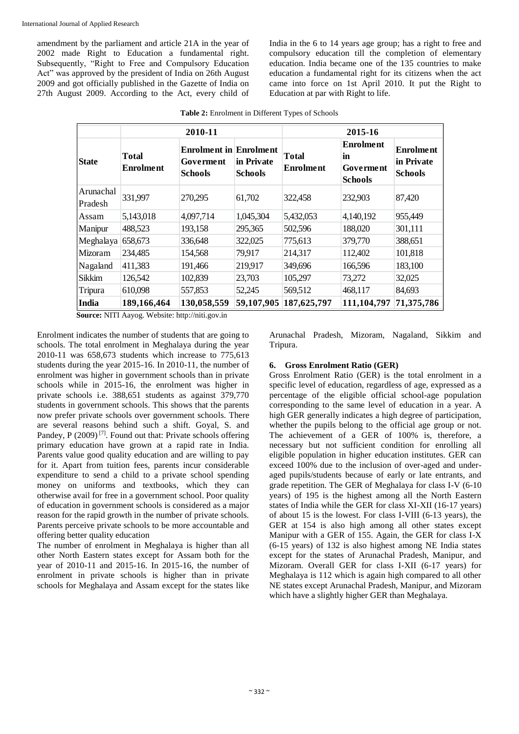amendment by the parliament and article 21A in the year of 2002 made Right to Education a fundamental right. Subsequently, "Right to Free and Compulsory Education Act" was approved by the president of India on 26th August 2009 and got officially published in the Gazette of India on 27th August 2009. According to the Act, every child of India in the 6 to 14 years age group; has a right to free and compulsory education till the completion of elementary education. India became one of the 135 countries to make education a fundamental right for its citizens when the act came into force on 1st April 2010. It put the Right to Education at par with Right to life.

**Table 2:** Enrolment in Different Types of Schools

| | 2010-11 | | | 2015-16 | | |
|---|---|---|---|---|---|---|
| **State** | **Total Enrolment** | **Enrolment in Goverment Schools** | **Enrolment in Private Schools** | **Total Enrolment** | **Enrolment in Goverment Schools** | **Enrolment in Private Schools** |
| Arunachal Pradesh | 331,997 | 270,295 | 61,702 | 322,458 | 232,903 | 87,420 |
| Assam | 5,143,018 | 4,097,714 | 1,045,304 | 5,432,053 | 4,140,192 | 955,449 |
| Manipur | 488,523 | 193,158 | 295,365 | 502,596 | 188,020 | 301,111 |
| Meghalaya | 658,673 | 336,648 | 322,025 | 775,613 | 379,770 | 388,651 |
| Mizoram | 234,485 | 154,568 | 79,917 | 214,317 | 112,402 | 101,818 |
| Nagaland | 411,383 | 191,466 | 219,917 | 349,696 | 166,596 | 183,100 |
| Sikkim | 126,542 | 102,839 | 23,703 | 105,297 | 73,272 | 32,025 |
| Tripura | 610,098 | 557,853 | 52,245 | 569,512 | 468,117 | 84,693 |
| **India** | **189,166,464** | **130,058,559** | **59,107,905** | **187,625,797** | **111,104,797** | **71,375,786** |

**Source:** NITI Aayog. Website: http://niti.gov.in

Enrolment indicates the number of students that are going to schools. The total enrolment in Meghalaya during the year 2010-11 was 658,673 students which increase to 775,613 students during the year 2015-16. In 2010-11, the number of enrolment was higher in government schools than in private schools while in 2015-16, the enrolment was higher in private schools i.e. 388,651 students as against 379,770 students in government schools. This shows that the parents now prefer private schools over government schools. There are several reasons behind such a shift. Goyal, S. and Pandey, P (2009) [7]. Found out that: Private schools offering primary education have grown at a rapid rate in India. Parents value good quality education and are willing to pay for it. Apart from tuition fees, parents incur considerable expenditure to send a child to a private school spending money on uniforms and textbooks, which they can otherwise avail for free in a government school. Poor quality of education in government schools is considered as a major reason for the rapid growth in the number of private schools. Parents perceive private schools to be more accountable and offering better quality education

The number of enrolment in Meghalaya is higher than all other North Eastern states except for Assam both for the year of 2010-11 and 2015-16. In 2015-16, the number of enrolment in private schools is higher than in private schools for Meghalaya and Assam except for the states like Arunachal Pradesh, Mizoram, Nagaland, Sikkim and Tripura.

## 6. Gross Enrolment Ratio (GER)

Gross Enrolment Ratio (GER) is the total enrolment in a specific level of education, regardless of age, expressed as a percentage of the eligible official school-age population corresponding to the same level of education in a year. A high GER generally indicates a high degree of participation, whether the pupils belong to the official age group or not. The achievement of a GER of 100% is, therefore, a necessary but not sufficient condition for enrolling all eligible population in higher education institutes. GER can exceed 100% due to the inclusion of over-aged and under-aged pupils/students because of early or late entrants, and grade repetition. The GER of Meghalaya for class I-V (6-10 years) of 195 is the highest among all the North Eastern states of India while the GER for class XI-XII (16-17 years) of about 15 is the lowest. For class I-VIII (6-13 years), the GER at 154 is also high among all other states except Manipur with a GER of 155. Again, the GER for class I-X (6-15 years) of 132 is also highest among NE India states except for the states of Arunachal Pradesh, Manipur, and Mizoram. Overall GER for class I-XII (6-17 years) for Meghalaya is 112 which is again high compared to all other NE states except Arunachal Pradesh, Manipur, and Mizoram which have a slightly higher GER than Meghalaya.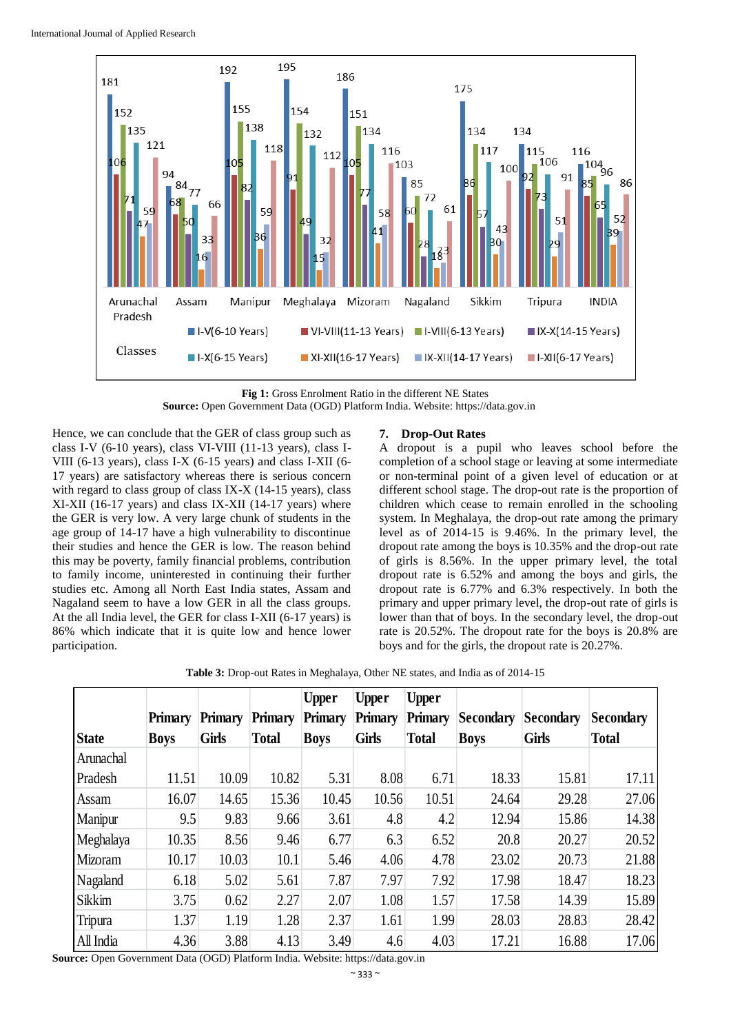**Fig 1:** Gross Enrolment Ratio in the different NE States
**Source:** Open Government Data (OGD) Platform India. Website: https://data.gov.in

Hence, we can conclude that the GER of class group such as class I-V (6-10 years), class VI-VIII (11-13 years), class I-VIII (6-13 years), class I-X (6-15 years) and class I-XII (6-17 years) are satisfactory whereas there is serious concern with regard to class group of class IX-X (14-15 years), class XI-XII (16-17 years) and class IX-XII (14-17 years) where the GER is very low. A very large chunk of students in the age group of 14-17 have a high vulnerability to discontinue their studies and hence the GER is low. The reason behind this may be poverty, family financial problems, contribution to family income, uninterested in continuing their further studies etc. Among all North East India states, Assam and Nagaland seem to have a low GER in all the class groups. At the all India level, the GER for class I-XII (6-17 years) is 86% which indicate that it is quite low and hence lower participation.

## 7. Drop-Out Rates

A dropout is a pupil who leaves school before the completion of a school stage or leaving at some intermediate or non-terminal point of a given level of education or at different school stage. The drop-out rate is the proportion of children which cease to remain enrolled in the schooling system. In Meghalaya, the drop-out rate among the primary level as of 2014-15 is 9.46%. In the primary level, the dropout rate among the boys is 10.35% and the drop-out rate of girls is 8.56%. In the upper primary level, the total dropout rate is 6.52% and among the boys and girls, the dropout rate is 6.77% and 6.3% respectively. In both the primary and upper primary level, the drop-out rate of girls is lower than that of boys. In the secondary level, the drop-out rate is 20.52%. The dropout rate for the boys is 20.8% are boys and for the girls, the dropout rate is 20.27%.

**Table 3:** Drop-out Rates in Meghalaya, Other NE states, and India as of 2014-15

| State | Primary Boys | Primary Girls | Primary Total | Upper Primary Boys | Upper Primary Girls | Upper Primary Total | Secondary Boys | Secondary Girls | Secondary Total |
|---|---|---|---|---|---|---|---|---|---|
| Arunachal Pradesh | 11.51 | 10.09 | 10.82 | 5.31 | 8.08 | 6.71 | 18.33 | 15.81 | 17.11 |
| Assam | 16.07 | 14.65 | 15.36 | 10.45 | 10.56 | 10.51 | 24.64 | 29.28 | 27.06 |
| Manipur | 9.5 | 9.83 | 9.66 | 3.61 | 4.8 | 4.2 | 12.94 | 15.86 | 14.38 |
| Meghalaya | 10.35 | 8.56 | 9.46 | 6.77 | 6.3 | 6.52 | 20.8 | 20.27 | 20.52 |
| Mizoram | 10.17 | 10.03 | 10.1 | 5.46 | 4.06 | 4.78 | 23.02 | 20.73 | 21.88 |
| Nagaland | 6.18 | 5.02 | 5.61 | 7.87 | 7.97 | 7.92 | 17.98 | 18.47 | 18.23 |
| Sikkim | 3.75 | 0.62 | 2.27 | 2.07 | 1.08 | 1.57 | 17.58 | 14.39 | 15.89 |
| Tripura | 1.37 | 1.19 | 1.28 | 2.37 | 1.61 | 1.99 | 28.03 | 28.83 | 28.42 |
| All India | 4.36 | 3.88 | 4.13 | 3.49 | 4.6 | 4.03 | 17.21 | 16.88 | 17.06 |

**Source:** Open Government Data (OGD) Platform India. Website: https://data.gov.in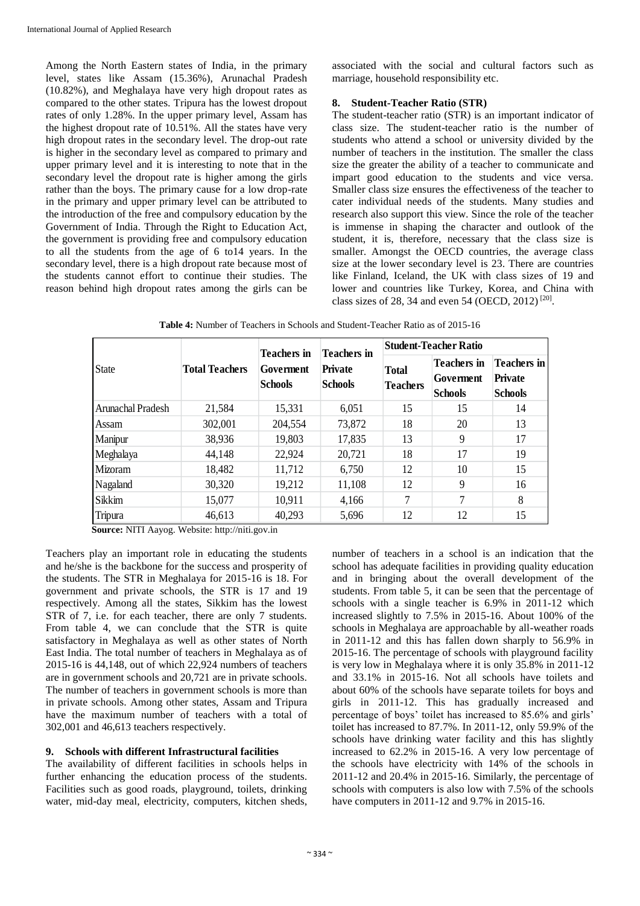Among the North Eastern states of India, in the primary level, states like Assam (15.36%), Arunachal Pradesh (10.82%), and Meghalaya have very high dropout rates as compared to the other states. Tripura has the lowest dropout rates of only 1.28%. In the upper primary level, Assam has the highest dropout rate of 10.51%. All the states have very high dropout rates in the secondary level. The drop-out rate is higher in the secondary level as compared to primary and upper primary level and it is interesting to note that in the secondary level the dropout rate is higher among the girls rather than the boys. The primary cause for a low drop-rate in the primary and upper primary level can be attributed to the introduction of the free and compulsory education by the Government of India. Through the Right to Education Act, the government is providing free and compulsory education to all the students from the age of 6 to14 years. In the secondary level, there is a high dropout rate because most of the students cannot effort to continue their studies. The reason behind high dropout rates among the girls can be associated with the social and cultural factors such as marriage, household responsibility etc.

## 8. Student-Teacher Ratio (STR)

The student-teacher ratio (STR) is an important indicator of class size. The student-teacher ratio is the number of students who attend a school or university divided by the number of teachers in the institution. The smaller the class size the greater the ability of a teacher to communicate and impart good education to the students and vice versa. Smaller class size ensures the effectiveness of the teacher to cater individual needs of the students. Many studies and research also support this view. Since the role of the teacher is immense in shaping the character and outlook of the student, it is, therefore, necessary that the class size is smaller. Amongst the OECD countries, the average class size at the lower secondary level is 23. There are countries like Finland, Iceland, the UK with class sizes of 19 and lower and countries like Turkey, Korea, and China with class sizes of 28, 34 and even 54 (OECD, 2012) [20].

**Table 4:** Number of Teachers in Schools and Student-Teacher Ratio as of 2015-16

| State | Total Teachers | Teachers in Goverment Schools | Teachers in Private Schools | Student-Teacher Ratio | | |
|---|---|---|---|---|---|---|
| | | | | Total Teachers | Teachers in Goverment Schools | Teachers in Private Schools |
| Arunachal Pradesh | 21,584 | 15,331 | 6,051 | 15 | 15 | 14 |
| Assam | 302,001 | 204,554 | 73,872 | 18 | 20 | 13 |
| Manipur | 38,936 | 19,803 | 17,835 | 13 | 9 | 17 |
| Meghalaya | 44,148 | 22,924 | 20,721 | 18 | 17 | 19 |
| Mizoram | 18,482 | 11,712 | 6,750 | 12 | 10 | 15 |
| Nagaland | 30,320 | 19,212 | 11,108 | 12 | 9 | 16 |
| Sikkim | 15,077 | 10,911 | 4,166 | 7 | 7 | 8 |
| Tripura | 46,613 | 40,293 | 5,696 | 12 | 12 | 15 |

**Source:** NITI Aayog. Website: http://niti.gov.in

Teachers play an important role in educating the students and he/she is the backbone for the success and prosperity of the students. The STR in Meghalaya for 2015-16 is 18. For government and private schools, the STR is 17 and 19 respectively. Among all the states, Sikkim has the lowest STR of 7, i.e. for each teacher, there are only 7 students. From table 4, we can conclude that the STR is quite satisfactory in Meghalaya as well as other states of North East India. The total number of teachers in Meghalaya as of 2015-16 is 44,148, out of which 22,924 numbers of teachers are in government schools and 20,721 are in private schools. The number of teachers in government schools is more than in private schools. Among other states, Assam and Tripura have the maximum number of teachers with a total of 302,001 and 46,613 teachers respectively.

## 9. Schools with different Infrastructural facilities

The availability of different facilities in schools helps in further enhancing the education process of the students. Facilities such as good roads, playground, toilets, drinking water, mid-day meal, electricity, computers, kitchen sheds, number of teachers in a school is an indication that the school has adequate facilities in providing quality education and in bringing about the overall development of the students. From table 5, it can be seen that the percentage of schools with a single teacher is 6.9% in 2011-12 which increased slightly to 7.5% in 2015-16. About 100% of the schools in Meghalaya are approachable by all-weather roads in 2011-12 and this has fallen down sharply to 56.9% in 2015-16. The percentage of schools with playground facility is very low in Meghalaya where it is only 35.8% in 2011-12 and 33.1% in 2015-16. Not all schools have toilets and about 60% of the schools have separate toilets for boys and girls in 2011-12. This has gradually increased and percentage of boys' toilet has increased to 85.6% and girls' toilet has increased to 87.7%. In 2011-12, only 59.9% of the schools have drinking water facility and this has slightly increased to 62.2% in 2015-16. A very low percentage of the schools have electricity with 14% of the schools in 2011-12 and 20.4% in 2015-16. Similarly, the percentage of schools with computers is also low with 7.5% of the schools have computers in 2011-12 and 9.7% in 2015-16.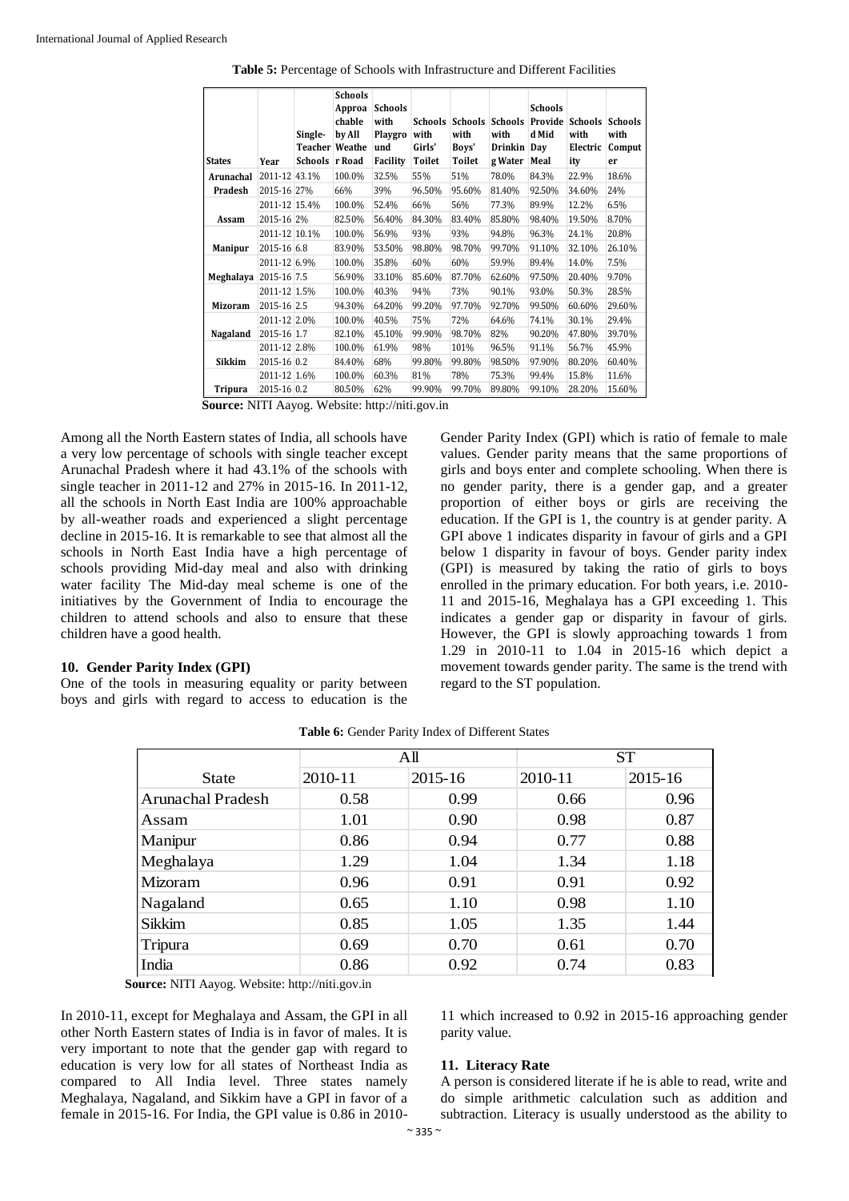**Table 5:** Percentage of Schools with Infrastructure and Different Facilities

| States | Year | Single-Teacher Schools | Schools Approachable by All Weather Road | Schools with Playground Facility | Schools with Girls' Toilet | Schools with Boys' Toilet | Schools with Drinking Water | Schools Provided Mid Day Meal | Schools with Electricity | Schools with Computer |
|---|---|---|---|---|---|---|---|---|---|---|
| Arunachal Pradesh | 2011-12 | 43.1% | 100.0% | 32.5% | 55% | 51% | 78.0% | 84.3% | 22.9% | 18.6% |
| | 2015-16 | 27% | 66% | 39% | 96.50% | 95.60% | 81.40% | 92.50% | 34.60% | 24% |
| Assam | 2011-12 | 15.4% | 100.0% | 52.4% | 66% | 56% | 77.3% | 89.9% | 12.2% | 6.5% |
| | 2015-16 | 2% | 82.50% | 56.40% | 84.30% | 83.40% | 85.80% | 98.40% | 19.50% | 8.70% |
| Manipur | 2011-12 | 10.1% | 100.0% | 56.9% | 93% | 93% | 94.8% | 96.3% | 24.1% | 20.8% |
| | 2015-16 | 6.8 | 83.90% | 53.50% | 98.80% | 98.70% | 99.70% | 91.10% | 32.10% | 26.10% |
| Meghalaya | 2011-12 | 6.9% | 100.0% | 35.8% | 60% | 60% | 59.9% | 89.4% | 14.0% | 7.5% |
| | 2015-16 | 7.5 | 56.90% | 33.10% | 85.60% | 87.70% | 62.60% | 97.50% | 20.40% | 9.70% |
| Mizoram | 2011-12 | 1.5% | 100.0% | 40.3% | 94% | 73% | 90.1% | 93.0% | 50.3% | 28.5% |
| | 2015-16 | 2.5 | 94.30% | 64.20% | 99.20% | 97.70% | 92.70% | 99.50% | 60.60% | 29.60% |
| Nagaland | 2011-12 | 2.0% | 100.0% | 40.5% | 75% | 72% | 64.6% | 74.1% | 30.1% | 29.4% |
| | 2015-16 | 1.7 | 82.10% | 45.10% | 99.90% | 98.70% | 82% | 90.20% | 47.80% | 39.70% |
| Sikkim | 2011-12 | 2.8% | 100.0% | 61.9% | 98% | 101% | 96.5% | 91.1% | 56.7% | 45.9% |
| | 2015-16 | 0.2 | 84.40% | 68% | 99.80% | 99.80% | 98.50% | 97.90% | 80.20% | 60.40% |
| Tripura | 2011-12 | 1.6% | 100.0% | 60.3% | 81% | 78% | 75.3% | 99.4% | 15.8% | 11.6% |
| | 2015-16 | 0.2 | 80.50% | 62% | 99.90% | 99.70% | 89.80% | 99.10% | 28.20% | 15.60% |

**Source:** NITI Aayog. Website: http://niti.gov.in

Among all the North Eastern states of India, all schools have a very low percentage of schools with single teacher except Arunachal Pradesh where it had 43.1% of the schools with single teacher in 2011-12 and 27% in 2015-16. In 2011-12, all the schools in North East India are 100% approachable by all-weather roads and experienced a slight percentage decline in 2015-16. It is remarkable to see that almost all the schools in North East India have a high percentage of schools providing Mid-day meal and also with drinking water facility The Mid-day meal scheme is one of the initiatives by the Government of India to encourage the children to attend schools and also to ensure that these children have a good health.

## 10. Gender Parity Index (GPI)

One of the tools in measuring equality or parity between boys and girls with regard to access to education is the Gender Parity Index (GPI) which is ratio of female to male values. Gender parity means that the same proportions of girls and boys enter and complete schooling. When there is no gender parity, there is a gender gap, and a greater proportion of either boys or girls are receiving the education. If the GPI is 1, the country is at gender parity. A GPI above 1 indicates disparity in favour of girls and a GPI below 1 disparity in favour of boys. Gender parity index (GPI) is measured by taking the ratio of girls to boys enrolled in the primary education. For both years, i.e. 2010-11 and 2015-16, Meghalaya has a GPI exceeding 1. This indicates a gender gap or disparity in favour of girls. However, the GPI is slowly approaching towards 1 from 1.29 in 2010-11 to 1.04 in 2015-16 which depict a movement towards gender parity. The same is the trend with regard to the ST population.

**Table 6:** Gender Parity Index of Different States

| | All | | ST | |
|---|---|---|---|---|
| State | 2010-11 | 2015-16 | 2010-11 | 2015-16 |
| Arunachal Pradesh | 0.58 | 0.99 | 0.66 | 0.96 |
| Assam | 1.01 | 0.90 | 0.98 | 0.87 |
| Manipur | 0.86 | 0.94 | 0.77 | 0.88 |
| Meghalaya | 1.29 | 1.04 | 1.34 | 1.18 |
| Mizoram | 0.96 | 0.91 | 0.91 | 0.92 |
| Nagaland | 0.65 | 1.10 | 0.98 | 1.10 |
| Sikkim | 0.85 | 1.05 | 1.35 | 1.44 |
| Tripura | 0.69 | 0.70 | 0.61 | 0.70 |
| India | 0.86 | 0.92 | 0.74 | 0.83 |

**Source:** NITI Aayog. Website: http://niti.gov.in

In 2010-11, except for Meghalaya and Assam, the GPI in all other North Eastern states of India is in favor of males. It is very important to note that the gender gap with regard to education is very low for all states of Northeast India as compared to All India level. Three states namely Meghalaya, Nagaland, and Sikkim have a GPI in favor of a female in 2015-16. For India, the GPI value is 0.86 in 2010-11 which increased to 0.92 in 2015-16 approaching gender parity value.

## 11. Literacy Rate

A person is considered literate if he is able to read, write and do simple arithmetic calculation such as addition and subtraction. Literacy is usually understood as the ability to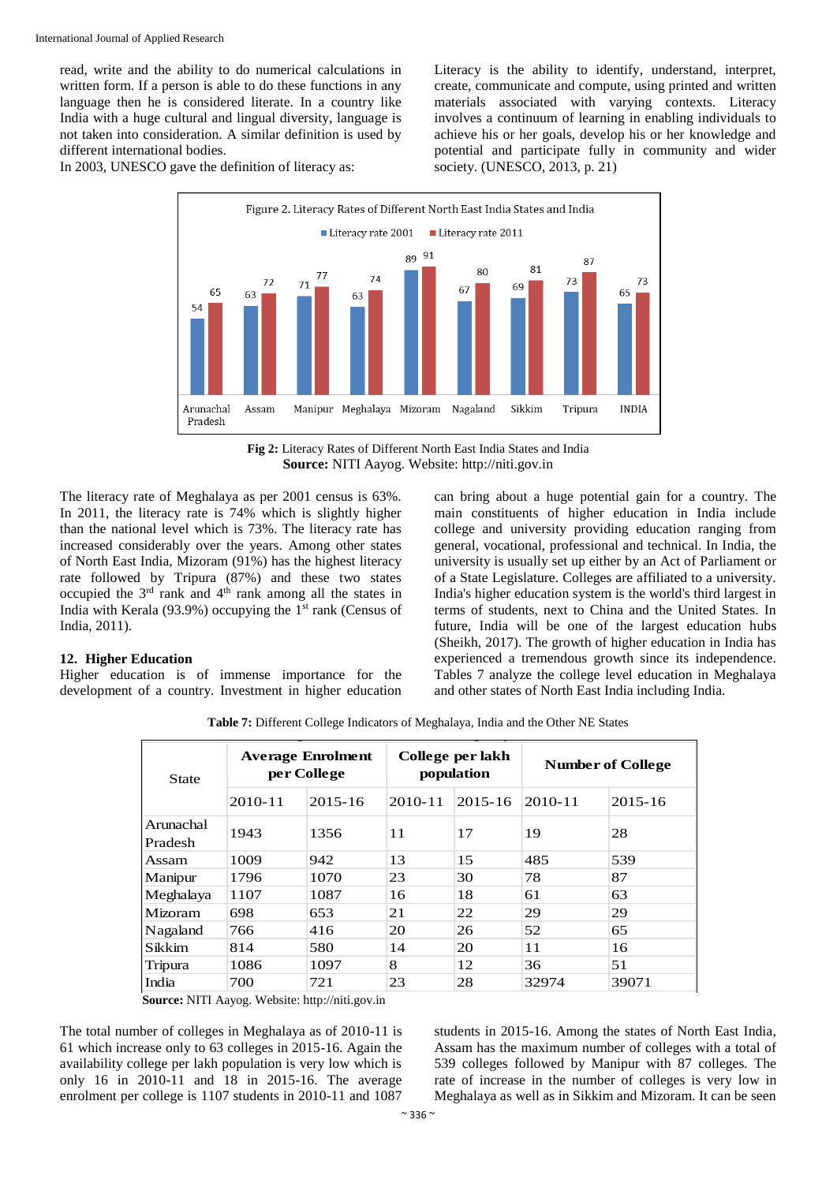read, write and the ability to do numerical calculations in written form. If a person is able to do these functions in any language then he is considered literate. In a country like India with a huge cultural and lingual diversity, language is not taken into consideration. A similar definition is used by different international bodies.

In 2003, UNESCO gave the definition of literacy as:

Literacy is the ability to identify, understand, interpret, create, communicate and compute, using printed and written materials associated with varying contexts. Literacy involves a continuum of learning in enabling individuals to achieve his or her goals, develop his or her knowledge and potential and participate fully in community and wider society. (UNESCO, 2013, p. 21)

Figure 2. Literacy Rates of Different North East India States and India

| State | Literacy rate 2001 | Literacy rate 2011 |
|---|---|---|
| Arunachal Pradesh | 54 | 65 |
| Assam | 63 | 72 |
| Manipur | 71 | 77 |
| Meghalaya | 63 | 74 |
| Mizoram | 89 | 91 |
| Nagaland | 67 | 80 |
| Sikkim | 69 | 81 |
| Tripura | 73 | 87 |
| INDIA | 65 | 73 |

**Fig 2:** Literacy Rates of Different North East India States and India
**Source:** NITI Aayog. Website: http://niti.gov.in

The literacy rate of Meghalaya as per 2001 census is 63%. In 2011, the literacy rate is 74% which is slightly higher than the national level which is 73%. The literacy rate has increased considerably over the years. Among other states of North East India, Mizoram (91%) has the highest literacy rate followed by Tripura (87%) and these two states occupied the 3rd rank and 4th rank among all the states in India with Kerala (93.9%) occupying the 1st rank (Census of India, 2011).

## 12. Higher Education

Higher education is of immense importance for the development of a country. Investment in higher education can bring about a huge potential gain for a country. The main constituents of higher education in India include college and university providing education ranging from general, vocational, professional and technical. In India, the university is usually set up either by an Act of Parliament or of a State Legislature. Colleges are affiliated to a university. India's higher education system is the world's third largest in terms of students, next to China and the United States. In future, India will be one of the largest education hubs (Sheikh, 2017). The growth of higher education in India has experienced a tremendous growth since its independence. Tables 7 analyze the college level education in Meghalaya and other states of North East India including India.

**Table 7:** Different College Indicators of Meghalaya, India and the Other NE States

| State | Average Enrolment per College | | College per lakh population | | Number of College | |
|---|---|---|---|---|---|---|
| | 2010-11 | 2015-16 | 2010-11 | 2015-16 | 2010-11 | 2015-16 |
| Arunachal Pradesh | 1943 | 1356 | 11 | 17 | 19 | 28 |
| Assam | 1009 | 942 | 13 | 15 | 485 | 539 |
| Manipur | 1796 | 1070 | 23 | 30 | 78 | 87 |
| Meghalaya | 1107 | 1087 | 16 | 18 | 61 | 63 |
| Mizoram | 698 | 653 | 21 | 22 | 29 | 29 |
| Nagaland | 766 | 416 | 20 | 26 | 52 | 65 |
| Sikkim | 814 | 580 | 14 | 20 | 11 | 16 |
| Tripura | 1086 | 1097 | 8 | 12 | 36 | 51 |
| India | 700 | 721 | 23 | 28 | 32974 | 39071 |

**Source:** NITI Aayog. Website: http://niti.gov.in

The total number of colleges in Meghalaya as of 2010-11 is 61 which increase only to 63 colleges in 2015-16. Again the availability college per lakh population is very low which is only 16 in 2010-11 and 18 in 2015-16. The average enrolment per college is 1107 students in 2010-11 and 1087 students in 2015-16. Among the states of North East India, Assam has the maximum number of colleges with a total of 539 colleges followed by Manipur with 87 colleges. The rate of increase in the number of colleges is very low in Meghalaya as well as in Sikkim and Mizoram. It can be seen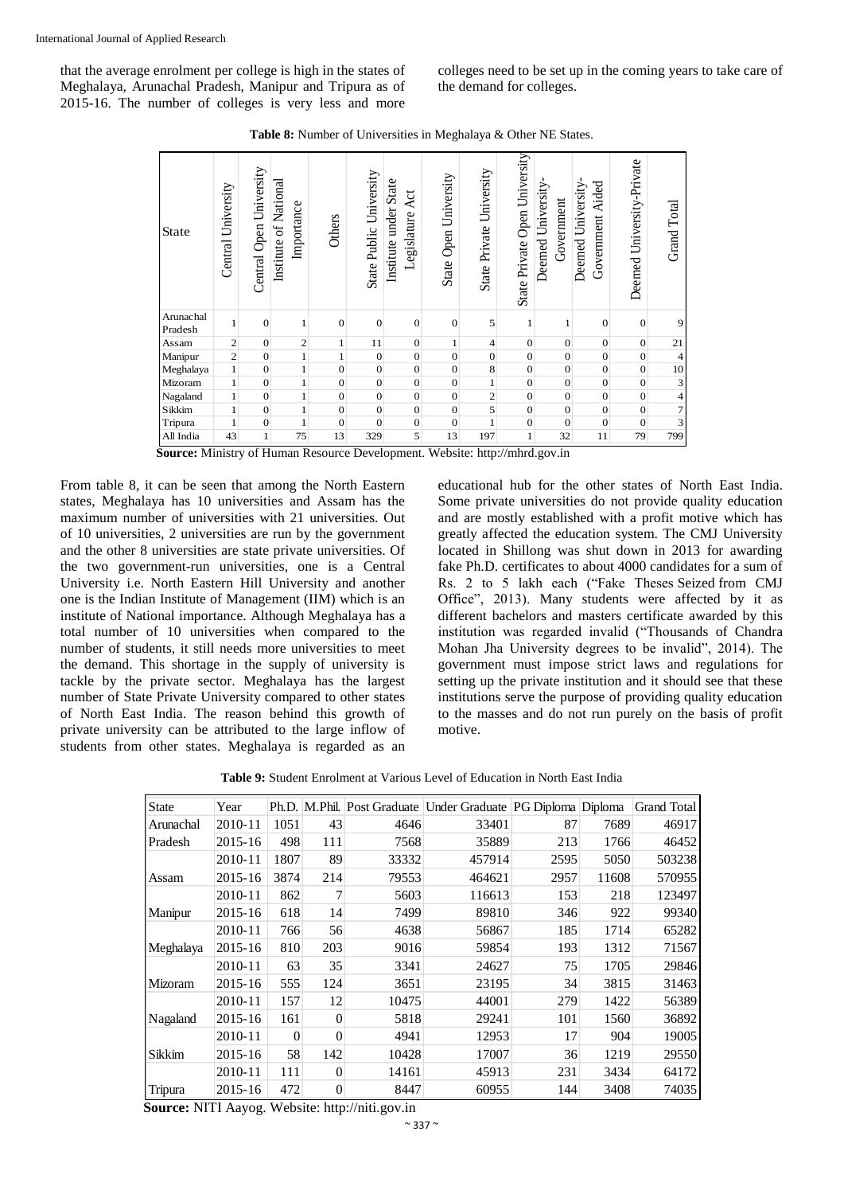that the average enrolment per college is high in the states of Meghalaya, Arunachal Pradesh, Manipur and Tripura as of 2015-16. The number of colleges is very less and more colleges need to be set up in the coming years to take care of the demand for colleges.

**Table 8:** Number of Universities in Meghalaya & Other NE States.

| State | Central University | Central Open University | Institute of National Importance | Others | State Public University | Institute under State Legislature Act | State Open University | State Private University | State Private Open University | Deemed University-Government | Deemed University-Government Aided | Deemed University-Private | Grand Total |
|---|---|---|---|---|---|---|---|---|---|---|---|---|---|
| Arunachal Pradesh | 1 | 0 | 1 | 0 | 0 | 0 | 0 | 5 | 1 | 1 | 0 | 0 | 9 |
| Assam | 2 | 0 | 2 | 1 | 11 | 0 | 1 | 4 | 0 | 0 | 0 | 0 | 21 |
| Manipur | 2 | 0 | 1 | 1 | 0 | 0 | 0 | 0 | 0 | 0 | 0 | 0 | 4 |
| Meghalaya | 1 | 0 | 1 | 0 | 0 | 0 | 0 | 8 | 0 | 0 | 0 | 0 | 10 |
| Mizoram | 1 | 0 | 1 | 0 | 0 | 0 | 0 | 1 | 0 | 0 | 0 | 0 | 3 |
| Nagaland | 1 | 0 | 1 | 0 | 0 | 0 | 0 | 2 | 0 | 0 | 0 | 0 | 4 |
| Sikkim | 1 | 0 | 1 | 0 | 0 | 0 | 0 | 5 | 0 | 0 | 0 | 0 | 7 |
| Tripura | 1 | 0 | 1 | 0 | 0 | 0 | 0 | 1 | 0 | 0 | 0 | 0 | 3 |
| All India | 43 | 1 | 75 | 13 | 329 | 5 | 13 | 197 | 1 | 32 | 11 | 79 | 799 |

**Source:** Ministry of Human Resource Development. Website: http://mhrd.gov.in

From table 8, it can be seen that among the North Eastern states, Meghalaya has 10 universities and Assam has the maximum number of universities with 21 universities. Out of 10 universities, 2 universities are run by the government and the other 8 universities are state private universities. Of the two government-run universities, one is a Central University i.e. North Eastern Hill University and another one is the Indian Institute of Management (IIM) which is an institute of National importance. Although Meghalaya has a total number of 10 universities when compared to the number of students, it still needs more universities to meet the demand. This shortage in the supply of university is tackle by the private sector. Meghalaya has the largest number of State Private University compared to other states of North East India. The reason behind this growth of private university can be attributed to the large inflow of students from other states. Meghalaya is regarded as an educational hub for the other states of North East India. Some private universities do not provide quality education and are mostly established with a profit motive which has greatly affected the education system. The CMJ University located in Shillong was shut down in 2013 for awarding fake Ph.D. certificates to about 4000 candidates for a sum of Rs. 2 to 5 lakh each ("Fake Theses Seized from CMJ Office", 2013). Many students were affected by it as different bachelors and masters certificate awarded by this institution was regarded invalid ("Thousands of Chandra Mohan Jha University degrees to be invalid", 2014). The government must impose strict laws and regulations for setting up the private institution and it should see that these institutions serve the purpose of providing quality education to the masses and do not run purely on the basis of profit motive.

**Table 9:** Student Enrolment at Various Level of Education in North East India

| State | Year | Ph.D. | M.Phil. | Post Graduate | Under Graduate | PG Diploma | Diploma | Grand Total |
|---|---|---|---|---|---|---|---|---|
| Arunachal | 2010-11 | 1051 | 43 | 4646 | 33401 | 87 | 7689 | 46917 |
| Pradesh | 2015-16 | 498 | 111 | 7568 | 35889 | 213 | 1766 | 46452 |
| Assam | 2010-11 | 1807 | 89 | 33332 | 457914 | 2595 | 5050 | 503238 |
| | 2015-16 | 3874 | 214 | 79553 | 464621 | 2957 | 11608 | 570955 |
| Manipur | 2010-11 | 862 | 7 | 5603 | 116613 | 153 | 218 | 123497 |
| | 2015-16 | 618 | 14 | 7499 | 89810 | 346 | 922 | 99340 |
| Meghalaya | 2010-11 | 766 | 56 | 4638 | 56867 | 185 | 1714 | 65282 |
| | 2015-16 | 810 | 203 | 9016 | 59854 | 193 | 1312 | 71567 |
| Mizoram | 2010-11 | 63 | 35 | 3341 | 24627 | 75 | 1705 | 29846 |
| | 2015-16 | 555 | 124 | 3651 | 23195 | 34 | 3815 | 31463 |
| Nagaland | 2010-11 | 157 | 12 | 10475 | 44001 | 279 | 1422 | 56389 |
| | 2015-16 | 161 | 0 | 5818 | 29241 | 101 | 1560 | 36892 |
| Sikkim | 2010-11 | 0 | 0 | 4941 | 12953 | 17 | 904 | 19005 |
| | 2015-16 | 58 | 142 | 10428 | 17007 | 36 | 1219 | 29550 |
| Tripura | 2010-11 | 111 | 0 | 14161 | 45913 | 231 | 3434 | 64172 |
| | 2015-16 | 472 | 0 | 8447 | 60955 | 144 | 3408 | 74035 |

**Source:** NITI Aayog. Website: http://niti.gov.in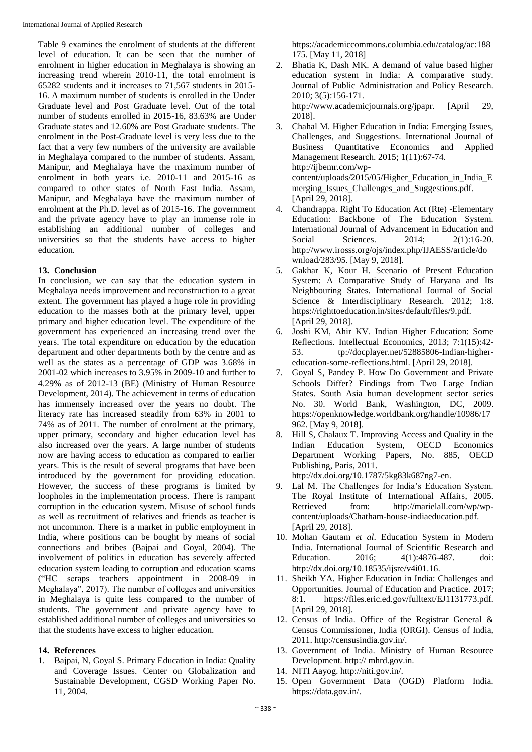Table 9 examines the enrolment of students at the different level of education. It can be seen that the number of enrolment in higher education in Meghalaya is showing an increasing trend wherein 2010-11, the total enrolment is 65282 students and it increases to 71,567 students in 2015-16. A maximum number of students is enrolled in the Under Graduate level and Post Graduate level. Out of the total number of students enrolled in 2015-16, 83.63% are Under Graduate states and 12.60% are Post Graduate students. The enrolment in the Post-Graduate level is very less due to the fact that a very few numbers of the university are available in Meghalaya compared to the number of students. Assam, Manipur, and Meghalaya have the maximum number of enrolment in both years i.e. 2010-11 and 2015-16 as compared to other states of North East India. Assam, Manipur, and Meghalaya have the maximum number of enrolment at the Ph.D. level as of 2015-16. The government and the private agency have to play an immense role in establishing an additional number of colleges and universities so that the students have access to higher education.

## 13. Conclusion

In conclusion, we can say that the education system in Meghalaya needs improvement and reconstruction to a great extent. The government has played a huge role in providing education to the masses both at the primary level, upper primary and higher education level. The expenditure of the government has experienced an increasing trend over the years. The total expenditure on education by the education department and other departments both by the centre and as well as the states as a percentage of GDP was 3.68% in 2001-02 which increases to 3.95% in 2009-10 and further to 4.29% as of 2012-13 (BE) (Ministry of Human Resource Development, 2014). The achievement in terms of education has immensely increased over the years no doubt. The literacy rate has increased steadily from 63% in 2001 to 74% as of 2011. The number of enrolment at the primary, upper primary, secondary and higher education level has also increased over the years. A large number of students now are having access to education as compared to earlier years. This is the result of several programs that have been introduced by the government for providing education. However, the success of these programs is limited by loopholes in the implementation process. There is rampant corruption in the education system. Misuse of school funds as well as recruitment of relatives and friends as teacher is not uncommon. There is a market in public employment in India, where positions can be bought by means of social connections and bribes (Bajpai and Goyal, 2004). The involvement of politics in education has severely affected education system leading to corruption and education scams ("HC scraps teachers appointment in 2008-09 in Meghalaya", 2017). The number of colleges and universities in Meghalaya is quite less compared to the number of students. The government and private agency have to established additional number of colleges and universities so that the students have excess to higher education.

## 14. References

1. Bajpai, N, Goyal S. Primary Education in India: Quality and Coverage Issues. Center on Globalization and Sustainable Development, CGSD Working Paper No. 11, 2004. https://academiccommons.columbia.edu/catalog/ac:188175. [May 11, 2018]
2. Bhatia K, Dash MK. A demand of value based higher education system in India: A comparative study. Journal of Public Administration and Policy Research. 2010; 3(5):156-171. http://www.academicjournals.org/jpapr. [April 29, 2018].
3. Chahal M. Higher Education in India: Emerging Issues, Challenges, and Suggestions. International Journal of Business Quantitative Economics and Applied Management Research. 2015; 1(11):67-74. http://ijbemr.com/wp-content/uploads/2015/05/Higher_Education_in_India_Emerging_Issues_Challenges_and_Suggestions.pdf. [April 29, 2018].
4. Chandrappa. Right To Education Act (Rte) -Elementary Education: Backbone of The Education System. International Journal of Advancement in Education and Social Sciences. 2014; 2(1):16-20. http://www.irosss.org/ojs/index.php/IJAESS/article/download/283/95. [May 9, 2018].
5. Gakhar K, Kour H. Scenario of Present Education System: A Comparative Study of Haryana and Its Neighbouring States. International Journal of Social Science & Interdisciplinary Research. 2012; 1:8. https://righttoeducation.in/sites/default/files/9.pdf. [April 29, 2018].
6. Joshi KM, Ahir KV. Indian Higher Education: Some Reflections. Intellectual Economics, 2013; 7:1(15):42-53. tp://docplayer.net/52885806-Indian-higher-education-some-reflections.html. [April 29, 2018].
7. Goyal S, Pandey P. How Do Government and Private Schools Differ? Findings from Two Large Indian States. South Asia human development sector series No. 30. World Bank, Washington, DC, 2009. https://openknowledge.worldbank.org/handle/10986/17962. [May 9, 2018].
8. Hill S, Chalaux T. Improving Access and Quality in the Indian Education System, OECD Economics Department Working Papers, No. 885, OECD Publishing, Paris, 2011. http://dx.doi.org/10.1787/5kg83k687ng7-en.
9. Lal M. The Challenges for India's Education System. The Royal Institute of International Affairs, 2005. Retrieved from: http://marielall.com/wp/wp-content/uploads/Chatham-house-indiaeducation.pdf. [April 29, 2018].
10. Mohan Gautam *et al*. Education System in Modern India. International Journal of Scientific Research and Education. 2016; 4(1):4876-487. doi: http://dx.doi.org/10.18535/ijsre/v4i01.16.
11. Sheikh YA. Higher Education in India: Challenges and Opportunities. Journal of Education and Practice. 2017; 8:1. https://files.eric.ed.gov/fulltext/EJ1131773.pdf. [April 29, 2018].
12. Census of India. Office of the Registrar General & Census Commissioner, India (ORGI). Census of India, 2011. http://censusindia.gov.in/.
13. Government of India. Ministry of Human Resource Development. http:// mhrd.gov.in.
14. NITI Aayog. http://niti.gov.in/.
15. Open Government Data (OGD) Platform India. https://data.gov.in/.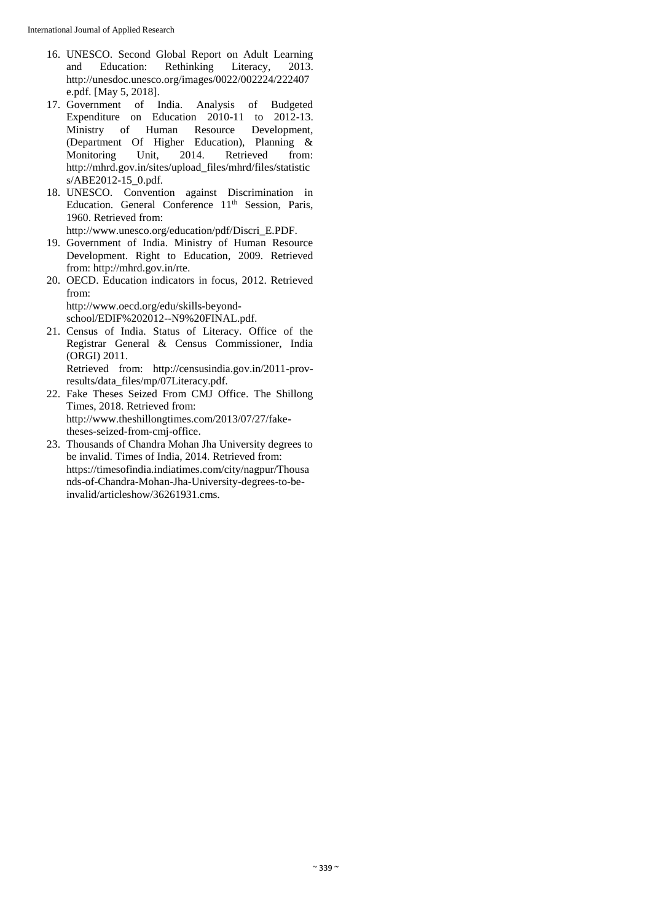16. UNESCO. Second Global Report on Adult Learning and Education: Rethinking Literacy, 2013. http://unesdoc.unesco.org/images/0022/002224/222407e.pdf. [May 5, 2018].
17. Government of India. Analysis of Budgeted Expenditure on Education 2010-11 to 2012-13. Ministry of Human Resource Development, (Department Of Higher Education), Planning & Monitoring Unit, 2014. Retrieved from: http://mhrd.gov.in/sites/upload_files/mhrd/files/statistics/ABE2012-15_0.pdf.
18. UNESCO. Convention against Discrimination in Education. General Conference 11th Session, Paris, 1960. Retrieved from: http://www.unesco.org/education/pdf/Discri_E.PDF.
19. Government of India. Ministry of Human Resource Development. Right to Education, 2009. Retrieved from: http://mhrd.gov.in/rte.
20. OECD. Education indicators in focus, 2012. Retrieved from: http://www.oecd.org/edu/skills-beyond-school/EDIF%202012--N9%20FINAL.pdf.
21. Census of India. Status of Literacy. Office of the Registrar General & Census Commissioner, India (ORGI) 2011. Retrieved from: http://censusindia.gov.in/2011-prov-results/data_files/mp/07Literacy.pdf.
22. Fake Theses Seized From CMJ Office. The Shillong Times, 2018. Retrieved from: http://www.theshillongtimes.com/2013/07/27/fake-theses-seized-from-cmj-office.
23. Thousands of Chandra Mohan Jha University degrees to be invalid. Times of India, 2014. Retrieved from: https://timesofindia.indiatimes.com/city/nagpur/Thousands-of-Chandra-Mohan-Jha-University-degrees-to-be-invalid/articleshow/36261931.cms.